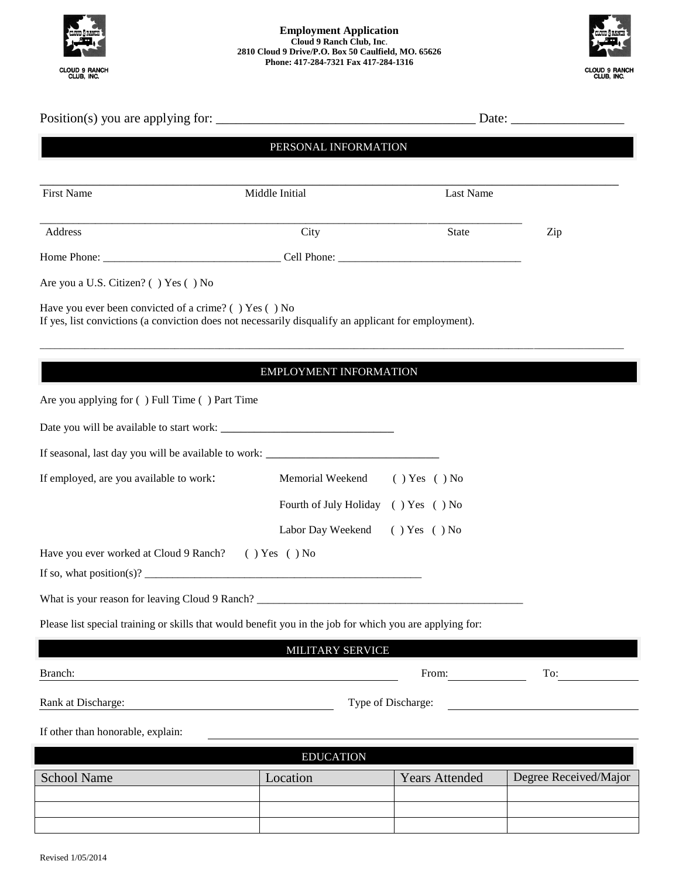**Employment Application**
**Cloud 9 Ranch Club, Inc.**
**2810 Cloud 9 Drive/P.O. Box 50 Caulfield, MO. 65626**
**Phone: 417-284-7321 Fax 417-284-1316**

CLOUD 9 RANCH CLUB, INC.

Position(s) you are applying for: ________________________________________ Date: _________________

## PERSONAL INFORMATION

_____________________________________________________________________________________________

First Name Middle Initial Last Name

_____________________________________________________________________________________________

Address City State Zip

Home Phone: ________________________________ Cell Phone: _________________________________

Are you a U.S. Citizen? ( ) Yes ( ) No

Have you ever been convicted of a crime? ( ) Yes ( ) No
If yes, list convictions (a conviction does not necessarily disqualify an applicant for employment).

_____________________________________________________________________________________________

## EMPLOYMENT INFORMATION

Are you applying for ( ) Full Time ( ) Part Time

Date you will be available to start work: _______________________________

If seasonal, last day you will be available to work: ______________________________

If employed, are you available to work:

Memorial Weekend ( ) Yes ( ) No

Fourth of July Holiday ( ) Yes ( ) No

Labor Day Weekend ( ) Yes ( ) No

Have you ever worked at Cloud 9 Ranch? ( ) Yes ( ) No

If so, what position(s)? ___________________________________________________

What is your reason for leaving Cloud 9 Ranch? _________________________________________________

Please list special training or skills that would benefit you in the job for which you are applying for:

## MILITARY SERVICE

Branch: ______________________________ From: ____________ To: ____________

Rank at Discharge: ______________________________ Type of Discharge: ______________________________

If other than honorable, explain: ______________________________________________

## EDUCATION

| School Name | Location | Years Attended | Degree Received/Major |
|---|---|---|---|
| | | | |
| | | | |
| | | | |

Revised 1/05/2014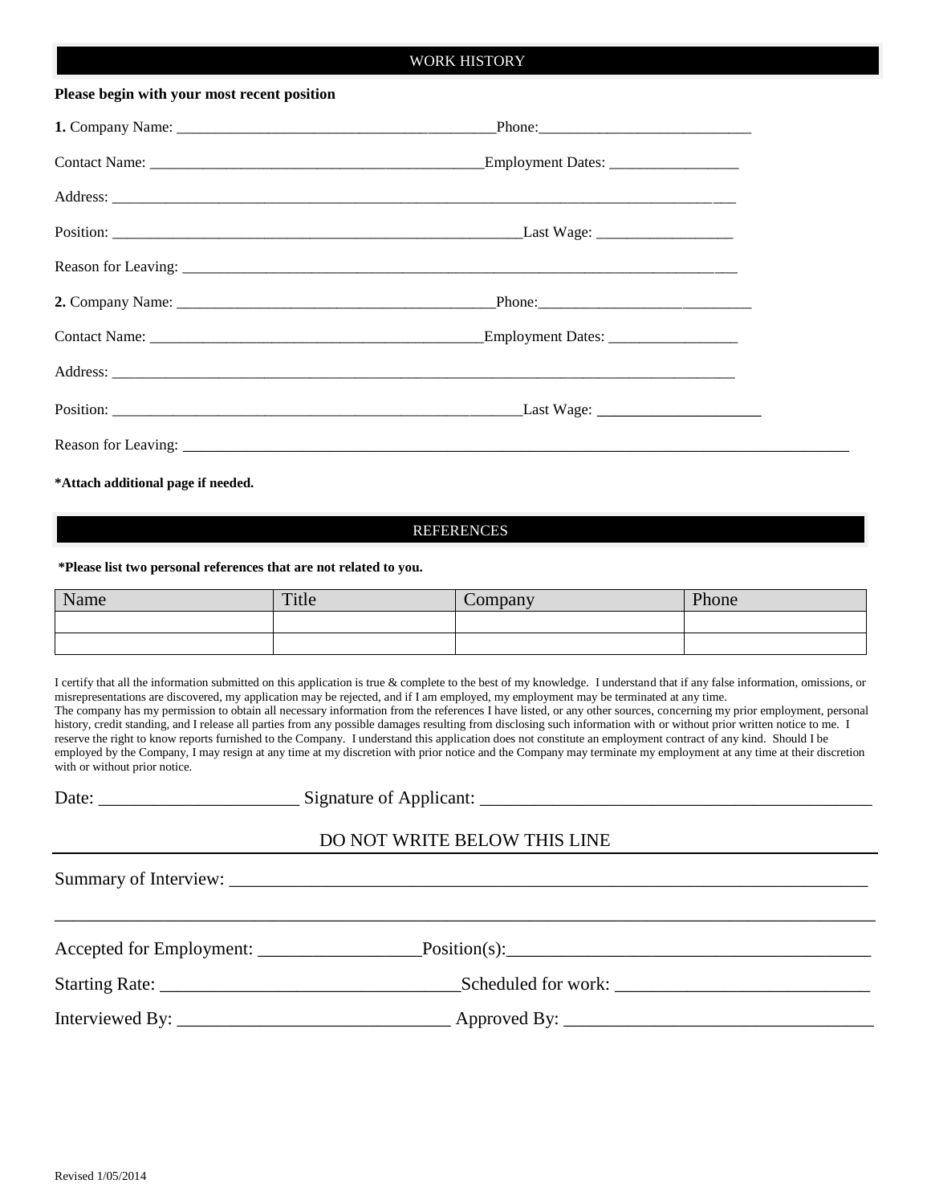## WORK HISTORY

**Please begin with your most recent position**

**1.** Company Name: ___________________________________________Phone:____________________________

Contact Name: _____________________________________________Employment Dates: _________________

Address: ___________________________________________________________________________________

Position: _______________________________________________________Last Wage: __________________

Reason for Leaving: ___________________________________________________________________________

**2.** Company Name: ___________________________________________Phone:____________________________

Contact Name: _____________________________________________Employment Dates: _________________

Address: ___________________________________________________________________________________

Position: _______________________________________________________Last Wage: _____________________

Reason for Leaving: _____________________________________________________________________________________

**\*Attach additional page if needed.**

## REFERENCES

**\*Please list two personal references that are not related to you.**

| Name | Title | Company | Phone |
|---|---|---|---|
| | | | |
| | | | |

I certify that all the information submitted on this application is true & complete to the best of my knowledge. I understand that if any false information, omissions, or misrepresentations are discovered, my application may be rejected, and if I am employed, my employment may be terminated at any time.
The company has my permission to obtain all necessary information from the references I have listed, or any other sources, concerning my prior employment, personal history, credit standing, and I release all parties from any possible damages resulting from disclosing such information with or without prior written notice to me. I reserve the right to know reports furnished to the Company. I understand this application does not constitute an employment contract of any kind. Should I be employed by the Company, I may resign at any time at my discretion with prior notice and the Company may terminate my employment at any time at their discretion with or without prior notice.

Date: ______________________ Signature of Applicant: ___________________________________________

DO NOT WRITE BELOW THIS LINE

Summary of Interview: __________________________________________________________________________

_____________________________________________________________________________________________

Accepted for Employment: _________________Position(s):________________________________________

Starting Rate: _________________________________Scheduled for work: ___________________________

Interviewed By: ______________________________ Approved By: __________________________________

Revised 1/05/2014